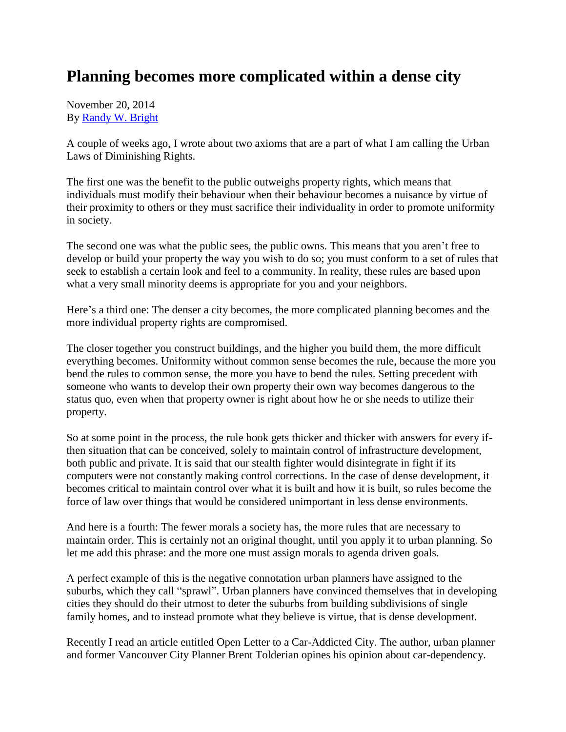# Planning becomes more complicated within a dense city

November 20, 2014
By [Randy W. Bright]

A couple of weeks ago, I wrote about two axioms that are a part of what I am calling the Urban Laws of Diminishing Rights.

The first one was the benefit to the public outweighs property rights, which means that individuals must modify their behaviour when their behaviour becomes a nuisance by virtue of their proximity to others or they must sacrifice their individuality in order to promote uniformity in society.

The second one was what the public sees, the public owns. This means that you aren't free to develop or build your property the way you wish to do so; you must conform to a set of rules that seek to establish a certain look and feel to a community. In reality, these rules are based upon what a very small minority deems is appropriate for you and your neighbors.

Here's a third one: The denser a city becomes, the more complicated planning becomes and the more individual property rights are compromised.

The closer together you construct buildings, and the higher you build them, the more difficult everything becomes. Uniformity without common sense becomes the rule, because the more you bend the rules to common sense, the more you have to bend the rules. Setting precedent with someone who wants to develop their own property their own way becomes dangerous to the status quo, even when that property owner is right about how he or she needs to utilize their property.

So at some point in the process, the rule book gets thicker and thicker with answers for every if-then situation that can be conceived, solely to maintain control of infrastructure development, both public and private. It is said that our stealth fighter would disintegrate in fight if its computers were not constantly making control corrections. In the case of dense development, it becomes critical to maintain control over what it is built and how it is built, so rules become the force of law over things that would be considered unimportant in less dense environments.

And here is a fourth: The fewer morals a society has, the more rules that are necessary to maintain order. This is certainly not an original thought, until you apply it to urban planning. So let me add this phrase: and the more one must assign morals to agenda driven goals.

A perfect example of this is the negative connotation urban planners have assigned to the suburbs, which they call "sprawl". Urban planners have convinced themselves that in developing cities they should do their utmost to deter the suburbs from building subdivisions of single family homes, and to instead promote what they believe is virtue, that is dense development.

Recently I read an article entitled Open Letter to a Car-Addicted City. The author, urban planner and former Vancouver City Planner Brent Toldererian opines his opinion about car-dependency.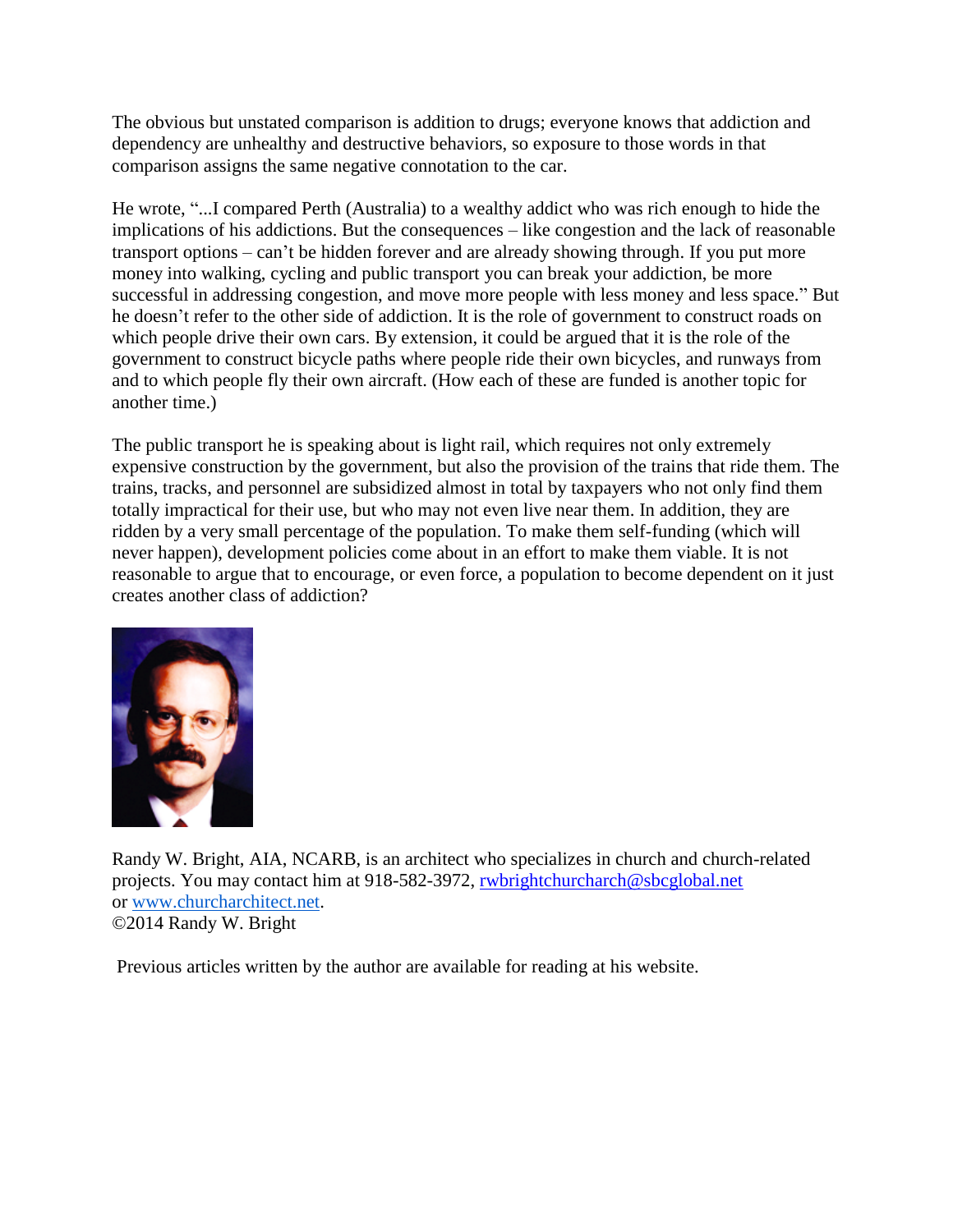The obvious but unstated comparison is addition to drugs; everyone knows that addiction and dependency are unhealthy and destructive behaviors, so exposure to those words in that comparison assigns the same negative connotation to the car.

He wrote, "...I compared Perth (Australia) to a wealthy addict who was rich enough to hide the implications of his addictions. But the consequences – like congestion and the lack of reasonable transport options – can't be hidden forever and are already showing through. If you put more money into walking, cycling and public transport you can break your addiction, be more successful in addressing congestion, and move more people with less money and less space." But he doesn't refer to the other side of addiction. It is the role of government to construct roads on which people drive their own cars. By extension, it could be argued that it is the role of the government to construct bicycle paths where people ride their own bicycles, and runways from and to which people fly their own aircraft. (How each of these are funded is another topic for another time.)

The public transport he is speaking about is light rail, which requires not only extremely expensive construction by the government, but also the provision of the trains that ride them. The trains, tracks, and personnel are subsidized almost in total by taxpayers who not only find them totally impractical for their use, but who may not even live near them. In addition, they are ridden by a very small percentage of the population. To make them self-funding (which will never happen), development policies come about in an effort to make them viable. It is not reasonable to argue that to encourage, or even force, a population to become dependent on it just creates another class of addiction?

Randy W. Bright, AIA, NCARB, is an architect who specializes in church and church-related projects. You may contact him at 918-582-3972, rwbrightchurcharch@sbcglobal.net or www.churcharchitect.net.
©2014 Randy W. Bright

Previous articles written by the author are available for reading at his website.